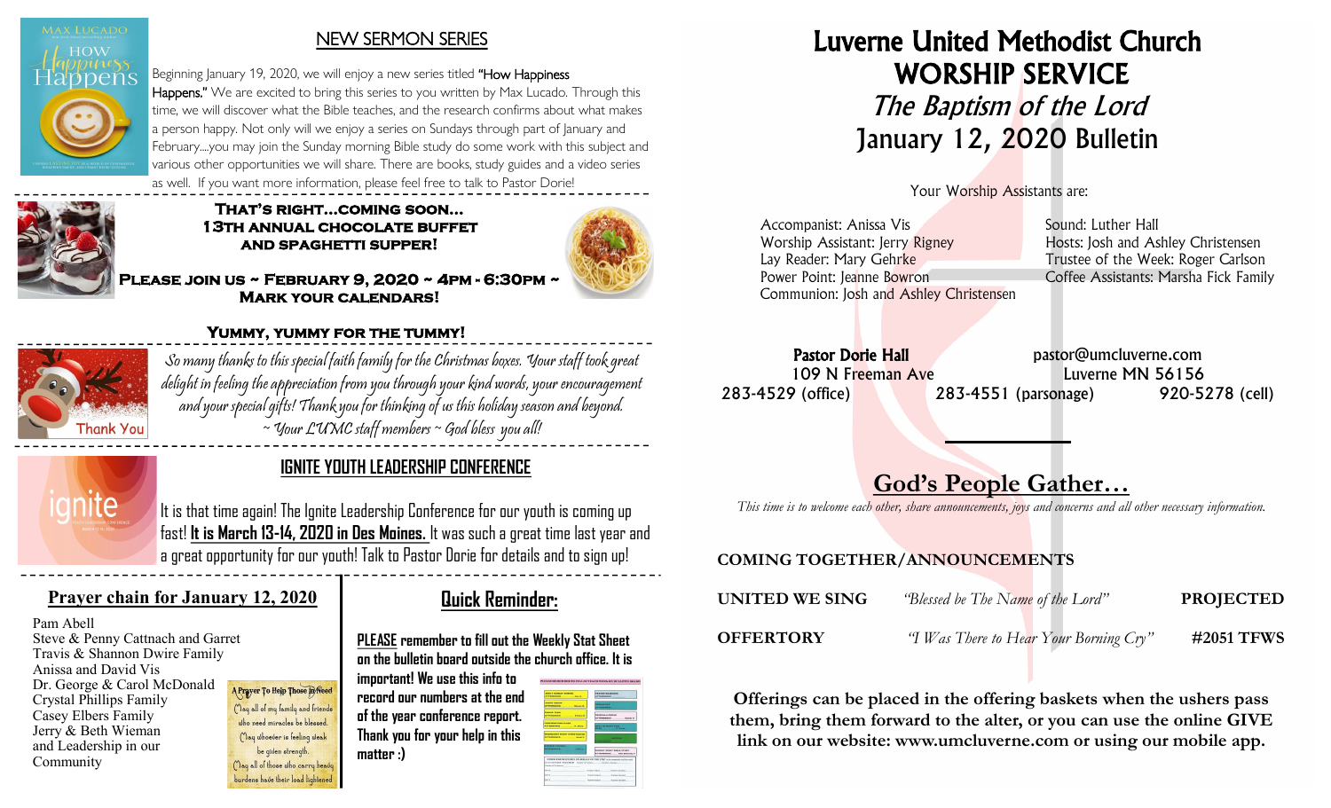## NEW SERMON SERIES

Beginning January 19, 2020, we will enjoy a new series titled **"How Happiness Happens."** We are excited to bring this series to you written by Max Lucado. Through this time, we will discover what the Bible teaches, and the research confirms about what makes a person happy. Not only will we enjoy a series on Sundays through part of January and February....you may join the Sunday morning Bible study do some work with this subject and various other opportunities we will share. There are books, study guides and a video series as well. If you want more information, please feel free to talk to Pastor Dorie!

### THAT'S RIGHT...COMING SOON... 13TH ANNUAL CHOCOLATE BUFFET AND SPAGHETTI SUPPER!

**PLEASE JOIN US ~ FEBRUARY 9, 2020 ~ 4PM - 6:30PM ~ MARK YOUR CALENDARS!**

**YUMMY, YUMMY FOR THE TUMMY!**

*So many thanks to this special faith family for the Christmas boxes. Your staff took great delight in feeling the appreciation from you through your kind words, your encouragement and your special gifts! Thank you for thinking of us this holiday season and beyond. ~ Your LUMC staff members ~ God bless you all!*

## IGNITE YOUTH LEADERSHIP CONFERENCE

It is that time again! The Ignite Leadership Conference for our youth is coming up fast! **It is March 13-14, 2020 in Des Moines.** It was such a great time last year and a great opportunity for our youth! Talk to Pastor Dorie for details and to sign up!

## Prayer chain for January 12, 2020

Pam Abell
Steve & Penny Cattnach and Garret
Travis & Shannon Dwire Family
Anissa and David Vis
Dr. George & Carol McDonald
Crystal Phillips Family
Casey Elbers Family
Jerry & Beth Wieman
and Leadership in our Community

## Quick Reminder:

**PLEASE remember to fill out the Weekly Stat Sheet on the bulletin board outside the church office. It is important! We use this info to record our numbers at the end of the year conference report. Thank you for your help in this matter :)**

# Luverne United Methodist Church WORSHIP SERVICE

## *The Baptism of the Lord*

## January 12, 2020 Bulletin

Your Worship Assistants are:

Accompanist: Anissa Vis
Worship Assistant: Jerry Rigney
Lay Reader: Mary Gehrke
Power Point: Jeanne Bowron
Communion: Josh and Ashley Christensen
Sound: Luther Hall
Hosts: Josh and Ashley Christensen
Trustee of the Week: Roger Carlson
Coffee Assistants: Marsha Fick Family

**Pastor Dorie Hall** pastor@umcluverne.com
109 N Freeman Ave Luverne MN 56156
283-4529 (office) 283-4551 (parsonage) 920-5278 (cell)

## God's People Gather…

*This time is to welcome each other, share announcements, joys and concerns and all other necessary information.*

**COMING TOGETHER/ANNOUNCEMENTS**

| | | |
|---|---|---|
| **UNITED WE SING** | *"Blessed be The Name of the Lord"* | **PROJECTED** |
| **OFFERTORY** | *"I Was There to Hear Your Borning Cry"* | **#2051 TFWS** |

**Offerings can be placed in the offering baskets when the ushers pass them, bring them forward to the alter, or you can use the online GIVE link on our website: www.umcluverne.com or using our mobile app.**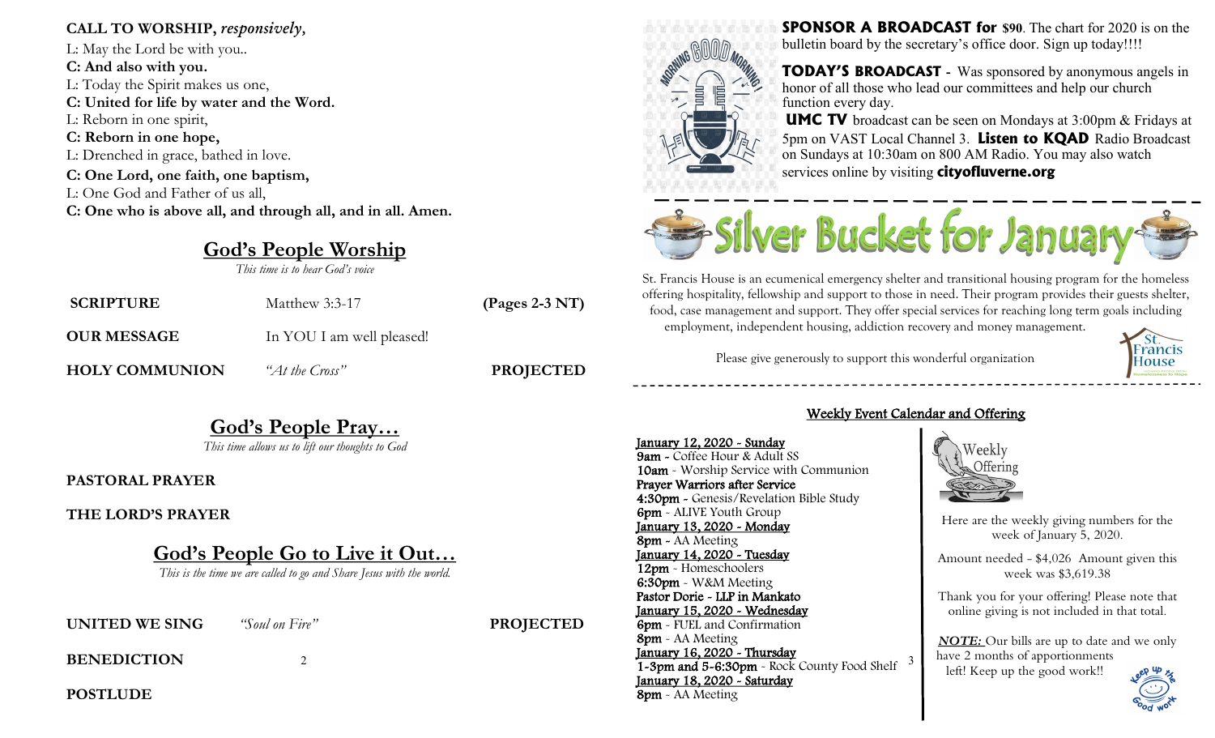**CALL TO WORSHIP,** ***responsively,***

L: May the Lord be with you..

**C: And also with you.**

L: Today the Spirit makes us one,

**C: United for life by water and the Word.**

L: Reborn in one spirit,

**C: Reborn in one hope,**

L: Drenched in grace, bathed in love.

**C: One Lord, one faith, one baptism,**

L: One God and Father of us all,

**C: One who is above all, and through all, and in all. Amen.**

## God's People Worship

*This time is to hear God's voice*

| | | |
|---|---|---|
| **SCRIPTURE** | Matthew 3:3-17 | **(Pages 2-3 NT)** |
| **OUR MESSAGE** | In YOU I am well pleased! | |
| **HOLY COMMUNION** | *"At the Cross"* | **PROJECTED** |

## God's People Pray…

*This time allows us to lift our thoughts to God*

**PASTORAL PRAYER**

**THE LORD'S PRAYER**

## God's People Go to Live it Out…

*This is the time we are called to go and Share Jesus with the world.*

| | | |
|---|---|---|
| **UNITED WE SING** | *"Soul on Fire"* | **PROJECTED** |
| **BENEDICTION** | | |
| **POSTLUDE** | | |

**SPONSOR A BROADCAST for $90**. The chart for 2020 is on the bulletin board by the secretary's office door. Sign up today!!!!

**TODAY'S BROADCAST** - Was sponsored by anonymous angels in honor of all those who lead our committees and help our church function every day.

**UMC TV** broadcast can be seen on Mondays at 3:00pm & Fridays at 5pm on VAST Local Channel 3. **Listen to KQAD** Radio Broadcast on Sundays at 10:30am on 800 AM Radio. You may also watch services online by visiting **cityofluverne.org**

## Silver Bucket for January

St. Francis House is an ecumenical emergency shelter and transitional housing program for the homeless offering hospitality, fellowship and support to those in need. Their program provides their guests shelter, food, case management and support. They offer special services for reaching long term goals including employment, independent housing, addiction recovery and money management.

Please give generously to support this wonderful organization

### Weekly Event Calendar and Offering

**January 12, 2020 - Sunday**
**9am** - Coffee Hour & Adult SS
**10am** - Worship Service with Communion
**Prayer Warriors after Service**
**4:30pm** - Genesis/Revelation Bible Study
**6pm** - ALIVE Youth Group

**January 13, 2020 - Monday**
**8pm** - AA Meeting

**January 14, 2020 - Tuesday**
**12pm** - Homeschoolers
**6:30pm** - W&M Meeting
**Pastor Dorie - LLP in Mankato**

**January 15, 2020 - Wednesday**
**6pm** - FUEL and Confirmation
**8pm** - AA Meeting

**January 16, 2020 - Thursday**
**1-3pm and 5-6:30pm** - Rock County Food Shelf

**January 18, 2020 - Saturday**
**8pm** - AA Meeting

**Weekly Offering**

Here are the weekly giving numbers for the week of January 5, 2020.

Amount needed - $4,026 Amount given this week was $3,619.38

Thank you for your offering! Please note that online giving is not included in that total.

***NOTE:*** Our bills are up to date and we only have 2 months of apportionments left! Keep up the good work!!